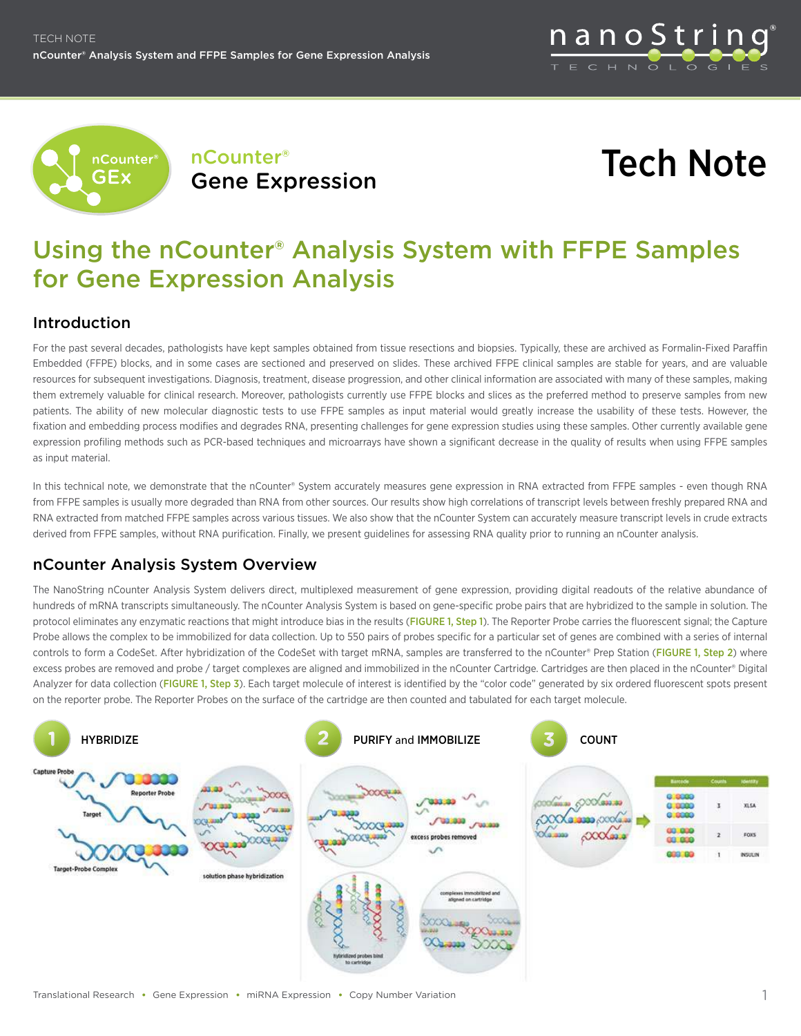# nCounter® Gene Expression

# Tech Note

## Using the nCounter® Analysis System with FFPE Samples for Gene Expression Analysis

### Introduction

For the past several decades, pathologists have kept samples obtained from tissue resections and biopsies. Typically, these are archived as Formalin-Fixed Paraffin Embedded (FFPE) blocks, and in some cases are sectioned and preserved on slides. These archived FFPE clinical samples are stable for years, and are valuable resources for subsequent investigations. Diagnosis, treatment, disease progression, and other clinical information are associated with many of these samples, making them extremely valuable for clinical research. Moreover, pathologists currently use FFPE blocks and slices as the preferred method to preserve samples from new patients. The ability of new molecular diagnostic tests to use FFPE samples as input material would greatly increase the usability of these tests. However, the fixation and embedding process modifies and degrades RNA, presenting challenges for gene expression studies using these samples. Other currently available gene expression profiling methods such as PCR-based techniques and microarrays have shown a significant decrease in the quality of results when using FFPE samples as input material.

In this technical note, we demonstrate that the nCounter® System accurately measures gene expression in RNA extracted from FFPE samples - even though RNA from FFPE samples is usually more degraded than RNA from other sources. Our results show high correlations of transcript levels between freshly prepared RNA and RNA extracted from matched FFPE samples across various tissues. We also show that the nCounter System can accurately measure transcript levels in crude extracts derived from FFPE samples, without RNA purification. Finally, we present guidelines for assessing RNA quality prior to running an nCounter analysis.

### nCounter Analysis System Overview

The NanoString nCounter Analysis System delivers direct, multiplexed measurement of gene expression, providing digital readouts of the relative abundance of hundreds of mRNA transcripts simultaneously. The nCounter Analysis System is based on gene-specific probe pairs that are hybridized to the sample in solution. The protocol eliminates any enzymatic reactions that might introduce bias in the results (FIGURE 1, Step 1). The Reporter Probe carries the fluorescent signal; the Capture Probe allows the complex to be immobilized for data collection. Up to 550 pairs of probes specific for a particular set of genes are combined with a series of internal controls to form a CodeSet. After hybridization of the CodeSet with target mRNA, samples are transferred to the nCounter® Prep Station (FIGURE 1, Step 2) where excess probes are removed and probe / target complexes are aligned and immobilized in the nCounter Cartridge. Cartridges are then placed in the nCounter® Digital Analyzer for data collection (FIGURE 1, Step 3). Each target molecule of interest is identified by the "color code" generated by six ordered fluorescent spots present on the reporter probe. The Reporter Probes on the surface of the cartridge are then counted and tabulated for each target molecule.

1 HYBRIDIZE — Capture Probe, Reporter Probe, Target, Target-Probe Complex; solution phase hybridization

2 PURIFY and IMMOBILIZE — excess probes removed; hybridized probes bind to cartridge; complexes immobilized and aligned on cartridge

3 COUNT

| Barcode | Counts | Identity |
|---|---|---|
| | 3 | XLSA |
| | 2 | FOXS |
| | 1 | INSULIN |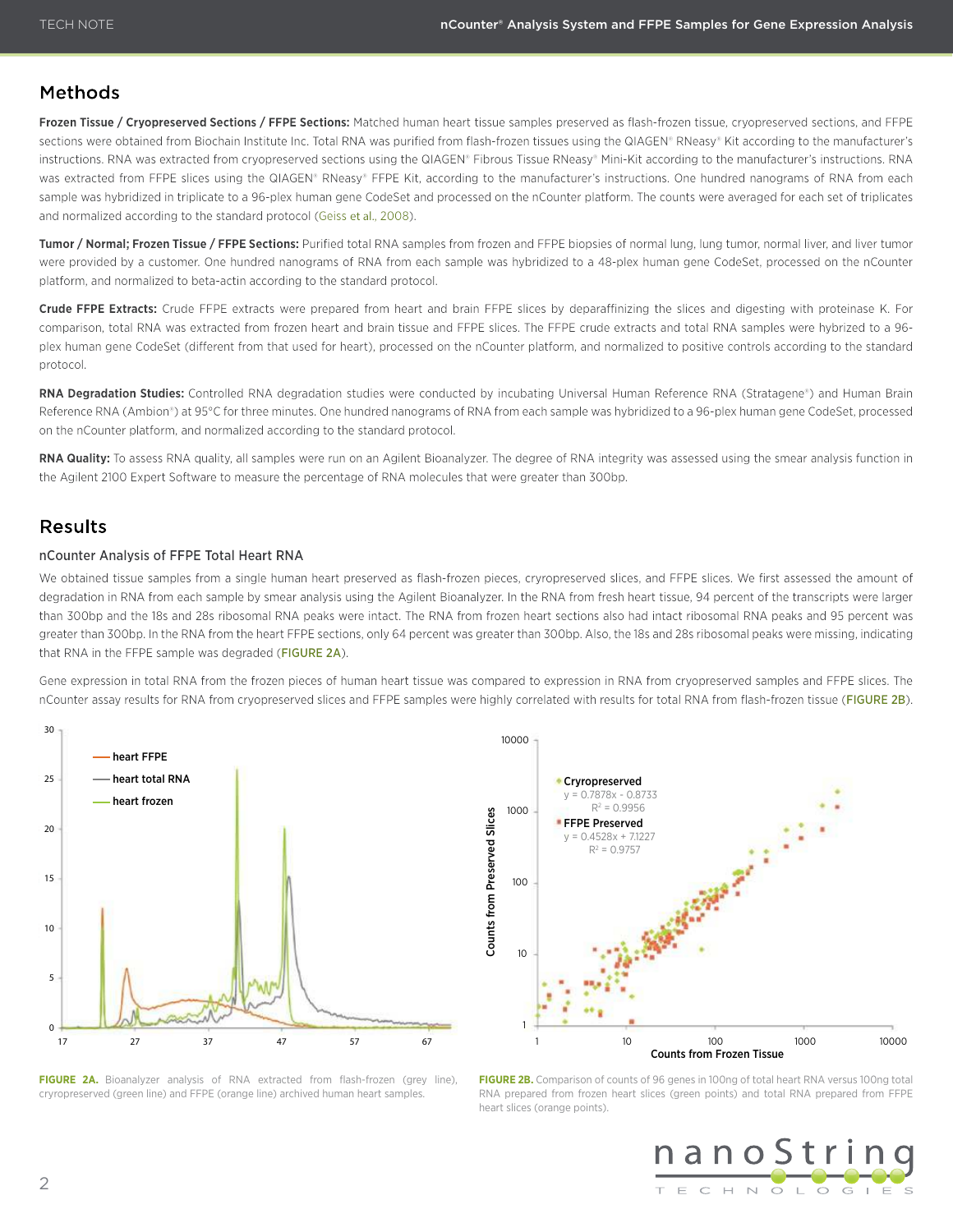## Methods

**Frozen Tissue / Cryopreserved Sections / FFPE Sections:** Matched human heart tissue samples preserved as flash-frozen tissue, cryopreserved sections, and FFPE sections were obtained from Biochain Institute Inc. Total RNA was purified from flash-frozen tissues using the QIAGEN® RNeasy® Kit according to the manufacturer's instructions. RNA was extracted from cryopreserved sections using the QIAGEN® Fibrous Tissue RNeasy® Mini-Kit according to the manufacturer's instructions. RNA was extracted from FFPE slices using the QIAGEN® RNeasy® FFPE Kit, according to the manufacturer's instructions. One hundred nanograms of RNA from each sample was hybridized in triplicate to a 96-plex human gene CodeSet and processed on the nCounter platform. The counts were averaged for each set of triplicates and normalized according to the standard protocol (Geiss et al., 2008).

**Tumor / Normal; Frozen Tissue / FFPE Sections:** Purified total RNA samples from frozen and FFPE biopsies of normal lung, lung tumor, normal liver, and liver tumor were provided by a customer. One hundred nanograms of RNA from each sample was hybridized to a 48-plex human gene CodeSet, processed on the nCounter platform, and normalized to beta-actin according to the standard protocol.

**Crude FFPE Extracts:** Crude FFPE extracts were prepared from heart and brain FFPE slices by deparaffinizing the slices and digesting with proteinase K. For comparison, total RNA was extracted from frozen heart and brain tissue and FFPE slices. The FFPE crude extracts and total RNA samples were hybrized to a 96-plex human gene CodeSet (different from that used for heart), processed on the nCounter platform, and normalized to positive controls according to the standard protocol.

**RNA Degradation Studies:** Controlled RNA degradation studies were conducted by incubating Universal Human Reference RNA (Stratagene®) and Human Brain Reference RNA (Ambion®) at 95°C for three minutes. One hundred nanograms of RNA from each sample was hybridized to a 96-plex human gene CodeSet, processed on the nCounter platform, and normalized according to the standard protocol.

**RNA Quality:** To assess RNA quality, all samples were run on an Agilent Bioanalyzer. The degree of RNA integrity was assessed using the smear analysis function in the Agilent 2100 Expert Software to measure the percentage of RNA molecules that were greater than 300bp.

## Results

### nCounter Analysis of FFPE Total Heart RNA

We obtained tissue samples from a single human heart preserved as flash-frozen pieces, cryropreserved slices, and FFPE slices. We first assessed the amount of degradation in RNA from each sample by smear analysis using the Agilent Bioanalyzer. In the RNA from fresh heart tissue, 94 percent of the transcripts were larger than 300bp and the 18s and 28s ribosomal RNA peaks were intact. The RNA from frozen heart sections also had intact ribosomal RNA peaks and 95 percent was greater than 300bp. In the RNA from the heart FFPE sections, only 64 percent was greater than 300bp. Also, the 18s and 28s ribosomal peaks were missing, indicating that RNA in the FFPE sample was degraded (FIGURE 2A).

Gene expression in total RNA from the frozen pieces of human heart tissue was compared to expression in RNA from cryopreserved samples and FFPE slices. The nCounter assay results for RNA from cryopreserved slices and FFPE samples were highly correlated with results for total RNA from flash-frozen tissue (FIGURE 2B).

**FIGURE 2A.** Bioanalyzer analysis of RNA extracted from flash-frozen (grey line), cryropreserved (green line) and FFPE (orange line) archived human heart samples.

**FIGURE 2B.** Comparison of counts of 96 genes in 100ng of total heart RNA versus 100ng total RNA prepared from frozen heart slices (green points) and total RNA prepared from FFPE heart slices (orange points).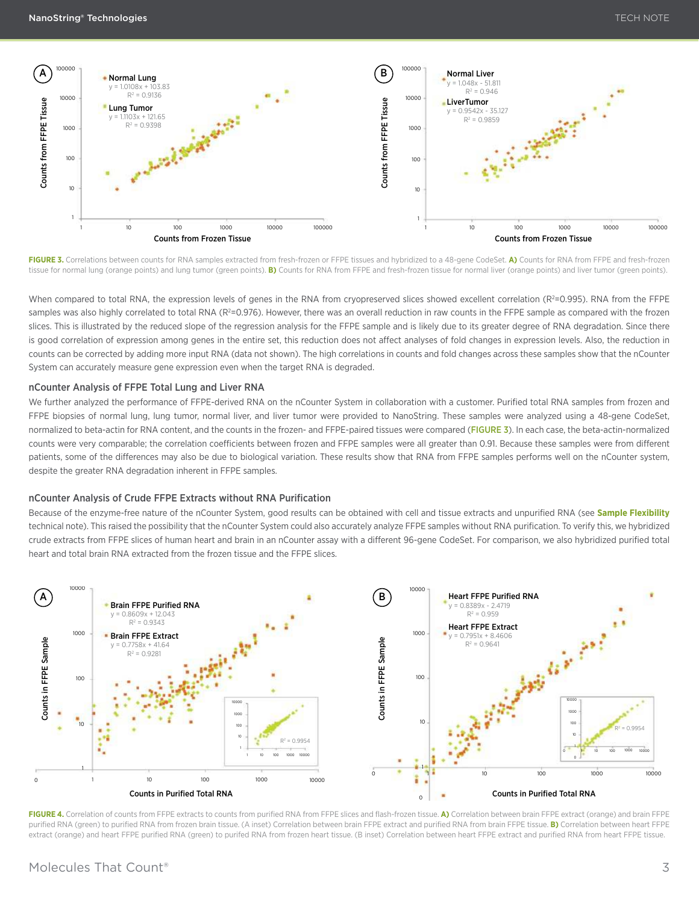**FIGURE 3.** Correlations between counts for RNA samples extracted from fresh-frozen or FFPE tissues and hybridized to a 48-gene CodeSet. **A)** Counts for RNA from FFPE and fresh-frozen tissue for normal lung (orange points) and lung tumor (green points). **B)** Counts for RNA from FFPE and fresh-frozen tissue for normal liver (orange points) and liver tumor (green points).

When compared to total RNA, the expression levels of genes in the RNA from cryopreserved slices showed excellent correlation ($R^2$=0.995). RNA from the FFPE samples was also highly correlated to total RNA ($R^2$=0.976). However, there was an overall reduction in raw counts in the FFPE sample as compared with the frozen slices. This is illustrated by the reduced slope of the regression analysis for the FFPE sample and is likely due to its greater degree of RNA degradation. Since there is good correlation of expression among genes in the entire set, this reduction does not affect analyses of fold changes in expression levels. Also, the reduction in counts can be corrected by adding more input RNA (data not shown). The high correlations in counts and fold changes across these samples show that the nCounter System can accurately measure gene expression even when the target RNA is degraded.

### nCounter Analysis of FFPE Total Lung and Liver RNA

We further analyzed the performance of FFPE-derived RNA on the nCounter System in collaboration with a customer. Purified total RNA samples from frozen and FFPE biopsies of normal lung, lung tumor, normal liver, and liver tumor were provided to NanoString. These samples were analyzed using a 48-gene CodeSet, normalized to beta-actin for RNA content, and the counts in the frozen- and FFPE-paired tissues were compared (FIGURE 3). In each case, the beta-actin-normalized counts were very comparable; the correlation coefficients between frozen and FFPE samples were all greater than 0.91. Because these samples were from different patients, some of the differences may also be due to biological variation. These results show that RNA from FFPE samples performs well on the nCounter system, despite the greater RNA degradation inherent in FFPE samples.

### nCounter Analysis of Crude FFPE Extracts without RNA Purification

Because of the enzyme-free nature of the nCounter System, good results can be obtained with cell and tissue extracts and unpurified RNA (see **Sample Flexibility** technical note). This raised the possibility that the nCounter System could also accurately analyze FFPE samples without RNA purification. To verify this, we hybridized crude extracts from FFPE slices of human heart and brain in an nCounter assay with a different 96-gene CodeSet. For comparison, we also hybridized purified total heart and total brain RNA extracted from the frozen tissue and the FFPE slices.

**FIGURE 4.** Correlation of counts from FFPE extracts to counts from purified RNA from FFPE slices and flash-frozen tissue. **A)** Correlation between brain FFPE extract (orange) and brain FFPE purified RNA (green) to purified RNA from frozen brain tissue. (A inset) Correlation between brain FFPE extract and purified RNA from brain FFPE tissue. **B)** Correlation between heart FFPE extract (orange) and heart FFPE purified RNA (green) to purifed RNA from frozen heart tissue. (B inset) Correlation between heart FFPE extract and purified RNA from heart FFPE tissue.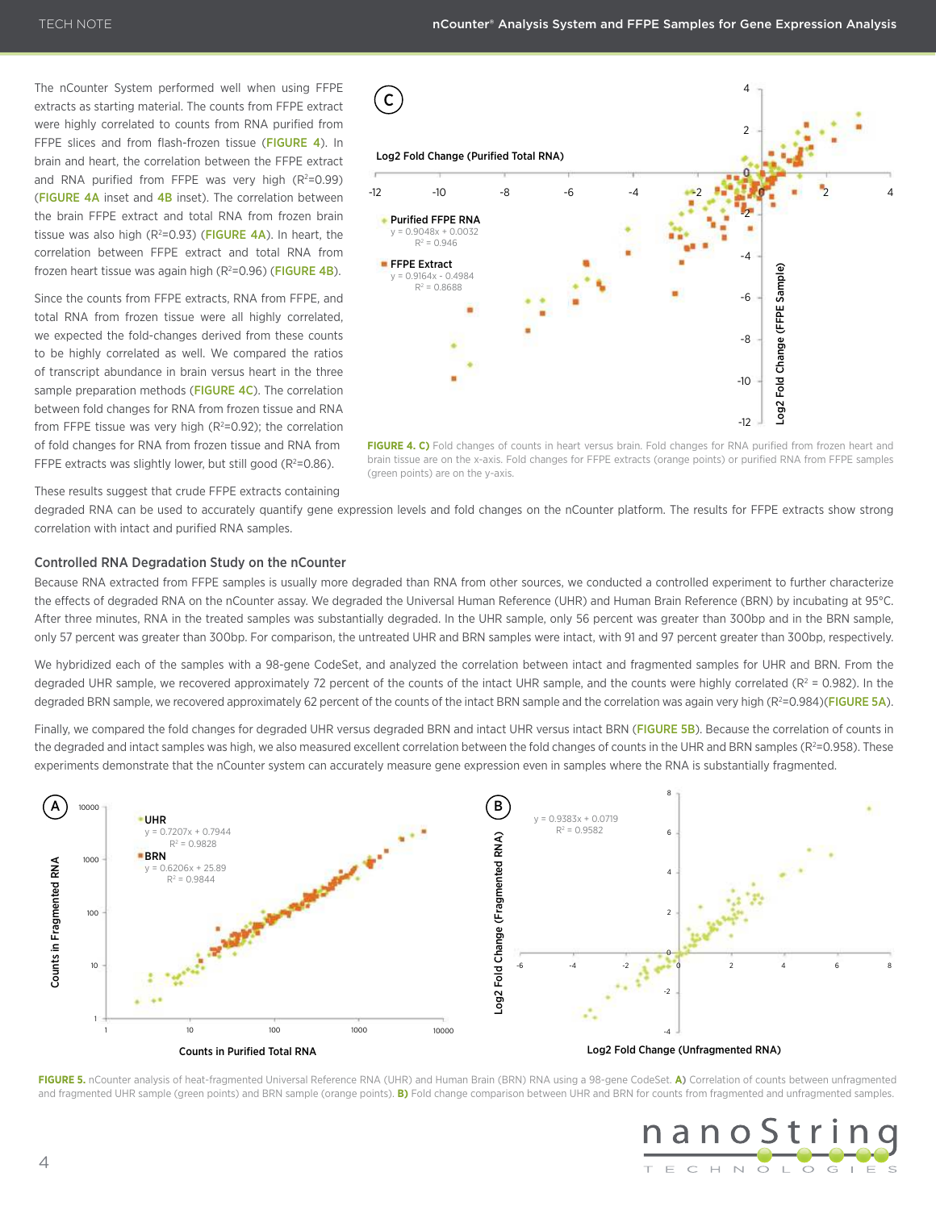The nCounter System performed well when using FFPE extracts as starting material. The counts from FFPE extract were highly correlated to counts from RNA purified from FFPE slices and from flash-frozen tissue (FIGURE 4). In brain and heart, the correlation between the FFPE extract and RNA purified from FFPE was very high ($R^2$=0.99) (FIGURE 4A inset and 4B inset). The correlation between the brain FFPE extract and total RNA from frozen brain tissue was also high ($R^2$=0.93) (FIGURE 4A). In heart, the correlation between FFPE extract and total RNA from frozen heart tissue was again high ($R^2$=0.96) (FIGURE 4B).

Since the counts from FFPE extracts, RNA from FFPE, and total RNA from frozen tissue were all highly correlated, we expected the fold-changes derived from these counts to be highly correlated as well. We compared the ratios of transcript abundance in brain versus heart in the three sample preparation methods (FIGURE 4C). The correlation between fold changes for RNA from frozen tissue and RNA from FFPE tissue was very high ($R^2$=0.92); the correlation of fold changes for RNA from frozen tissue and RNA from FFPE extracts was slightly lower, but still good ($R^2$=0.86).

These results suggest that crude FFPE extracts containing degraded RNA can be used to accurately quantify gene expression levels and fold changes on the nCounter platform. The results for FFPE extracts show strong correlation with intact and purified RNA samples.

**FIGURE 4. C)** Fold changes of counts in heart versus brain. Fold changes for RNA purified from frozen heart and brain tissue are on the x-axis. Fold changes for FFPE extracts (orange points) or purified RNA from FFPE samples (green points) are on the y-axis.

## Controlled RNA Degradation Study on the nCounter

Because RNA extracted from FFPE samples is usually more degraded than RNA from other sources, we conducted a controlled experiment to further characterize the effects of degraded RNA on the nCounter assay. We degraded the Universal Human Reference (UHR) and Human Brain Reference (BRN) by incubating at 95°C. After three minutes, RNA in the treated samples was substantially degraded. In the UHR sample, only 56 percent was greater than 300bp and in the BRN sample, only 57 percent was greater than 300bp. For comparison, the untreated UHR and BRN samples were intact, with 91 and 97 percent greater than 300bp, respectively.

We hybridized each of the samples with a 98-gene CodeSet, and analyzed the correlation between intact and fragmented samples for UHR and BRN. From the degraded UHR sample, we recovered approximately 72 percent of the counts of the intact UHR sample, and the counts were highly correlated ($R^2$ = 0.982). In the degraded BRN sample, we recovered approximately 62 percent of the counts of the intact BRN sample and the correlation was again very high ($R^2$=0.984)(FIGURE 5A).

Finally, we compared the fold changes for degraded UHR versus degraded BRN and intact UHR versus intact BRN (FIGURE 5B). Because the correlation of counts in the degraded and intact samples was high, we also measured excellent correlation between the fold changes of counts in the UHR and BRN samples ($R^2$=0.958). These experiments demonstrate that the nCounter system can accurately measure gene expression even in samples where the RNA is substantially fragmented.

**FIGURE 5.** nCounter analysis of heat-fragmented Universal Reference RNA (UHR) and Human Brain (BRN) RNA using a 98-gene CodeSet. **A)** Correlation of counts between unfragmented and fragmented UHR sample (green points) and BRN sample (orange points). **B)** Fold change comparison between UHR and BRN for counts from fragmented and unfragmented samples.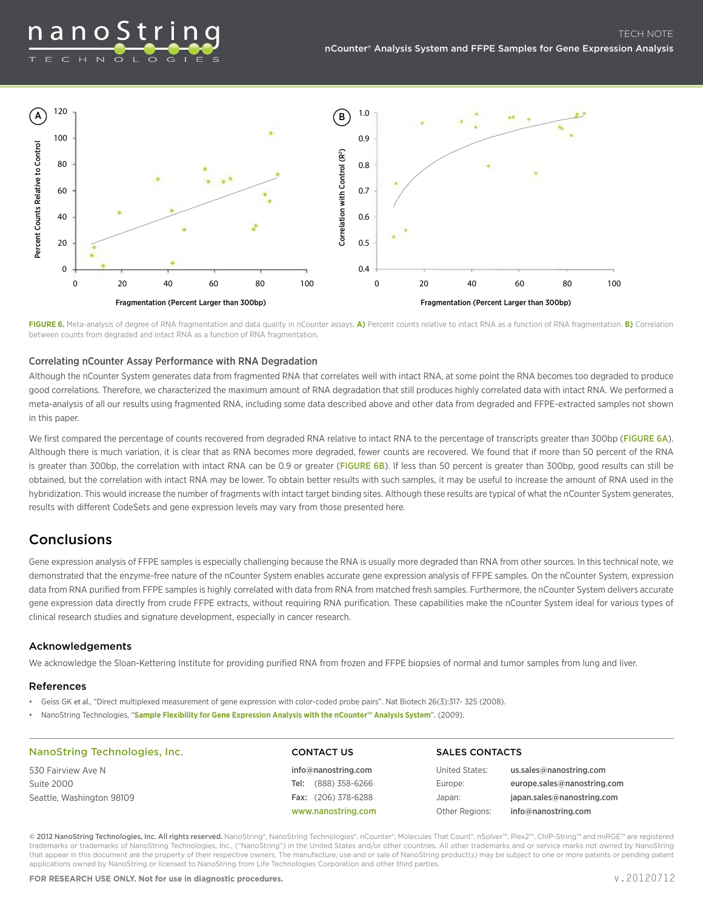A

Percent Counts Relative to Control

120
100
80
60
40
20
0

0 20 40 60 80 100

Fragmentation (Percent Larger than 300bp)

B

Correlation with Control ($R^2$)

1.0
0.9
0.8
0.7
0.6
0.5
0.4

0 20 40 60 80 100

Fragmentation (Percent Larger than 300bp)

**FIGURE 6.** Meta-analysis of degree of RNA fragmentation and data quality in nCounter assays. **A)** Percent counts relative to intact RNA as a function of RNA fragmentation. **B)** Correlation between counts from degraded and intact RNA as a function of RNA fragmentation.

### Correlating nCounter Assay Performance with RNA Degradation

Although the nCounter System generates data from fragmented RNA that correlates well with intact RNA, at some point the RNA becomes too degraded to produce good correlations. Therefore, we characterized the maximum amount of RNA degradation that still produces highly correlated data with intact RNA. We performed a meta-analysis of all our results using fragmented RNA, including some data described above and other data from degraded and FFPE-extracted samples not shown in this paper.

We first compared the percentage of counts recovered from degraded RNA relative to intact RNA to the percentage of transcripts greater than 300bp (FIGURE 6A). Although there is much variation, it is clear that as RNA becomes more degraded, fewer counts are recovered. We found that if more than 50 percent of the RNA is greater than 300bp, the correlation with intact RNA can be 0.9 or greater (FIGURE 6B). If less than 50 percent is greater than 300bp, good results can still be obtained, but the correlation with intact RNA may be lower. To obtain better results with such samples, it may be useful to increase the amount of RNA used in the hybridization. This would increase the number of fragments with intact target binding sites. Although these results are typical of what the nCounter System generates, results with different CodeSets and gene expression levels may vary from those presented here.

## Conclusions

Gene expression analysis of FFPE samples is especially challenging because the RNA is usually more degraded than RNA from other sources. In this technical note, we demonstrated that the enzyme-free nature of the nCounter System enables accurate gene expression analysis of FFPE samples. On the nCounter System, expression data from RNA purified from FFPE samples is highly correlated with data from RNA from matched fresh samples. Furthermore, the nCounter System delivers accurate gene expression data directly from crude FFPE extracts, without requiring RNA purification. These capabilities make the nCounter System ideal for various types of clinical research studies and signature development, especially in cancer research.

### Acknowledgements

We acknowledge the Sloan-Kettering Institute for providing purified RNA from frozen and FFPE biopsies of normal and tumor samples from lung and liver.

### References

- Geiss GK et al., "Direct multiplexed measurement of gene expression with color-coded probe pairs". Nat Biotech 26(3):317- 325 (2008).
- NanoString Technologies, "**Sample Flexibility for Gene Expression Analysis with the nCounter™ Analysis System**". (2009).

**NanoString Technologies, Inc.**

530 Fairview Ave N
Suite 2000
Seattle, Washington 98109

**CONTACT US**

info@nanostring.com
**Tel:** (888) 358-6266
**Fax:** (206) 378-6288
www.nanostring.com

**SALES CONTACTS**

United States: us.sales@nanostring.com
Europe: europe.sales@nanostring.com
Japan: japan.sales@nanostring.com
Other Regions: info@nanostring.com

**© 2012 NanoString Technologies, Inc. All rights reserved.** NanoString®, NanoString Technologies®, nCounter®, Molecules That Count®, nSolver™, Plex2™, ChIP-String™ and miRGE™ are registered trademarks or trademarks of NanoString Technologies, Inc., ("NanoString") in the United States and/or other countries. All other trademarks and or service marks not owned by NanoString that appear in this document are the property of their respective owners. The manufacture, use and or sale of NanoString product(s) may be subject to one or more patents or pending patent applications owned by NanoString or licensed to NanoString from Life Technologies Corporation and other third parties.

**FOR RESEARCH USE ONLY. Not for use in diagnostic procedures.**

v.20120712